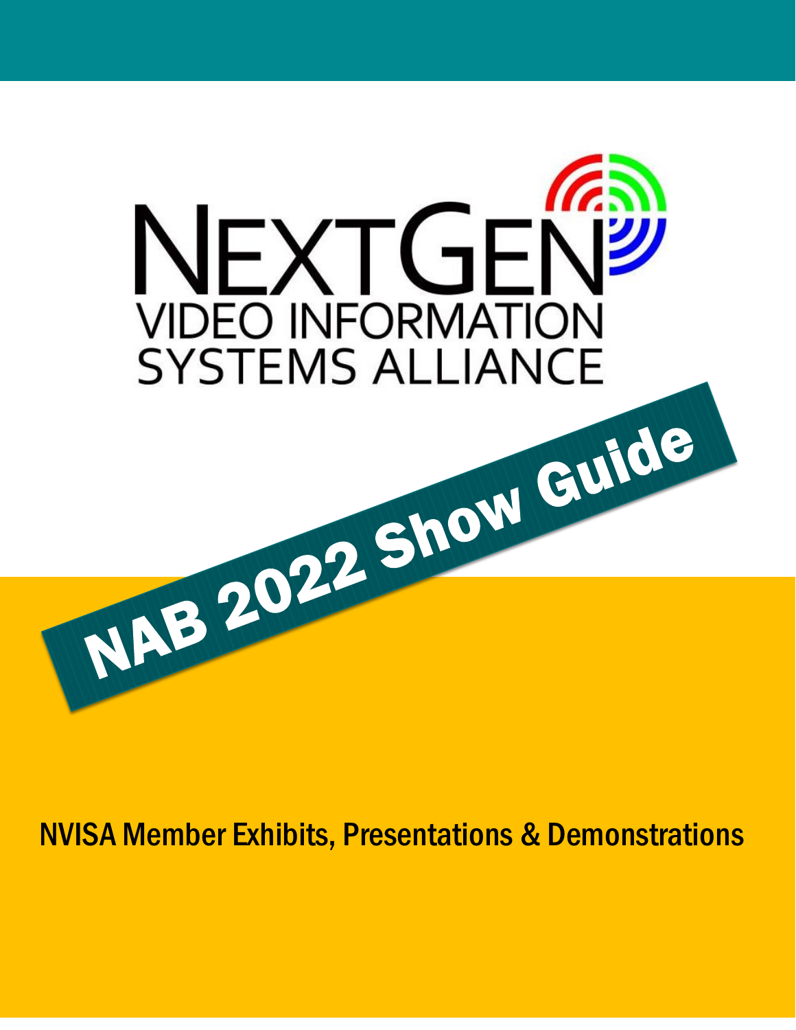# NEXTGEN VIDEO INFORMATION SYSTEMS ALLIANCE

## NAB 2022 Show Guide

NVISA Member Exhibits, Presentations & Demonstrations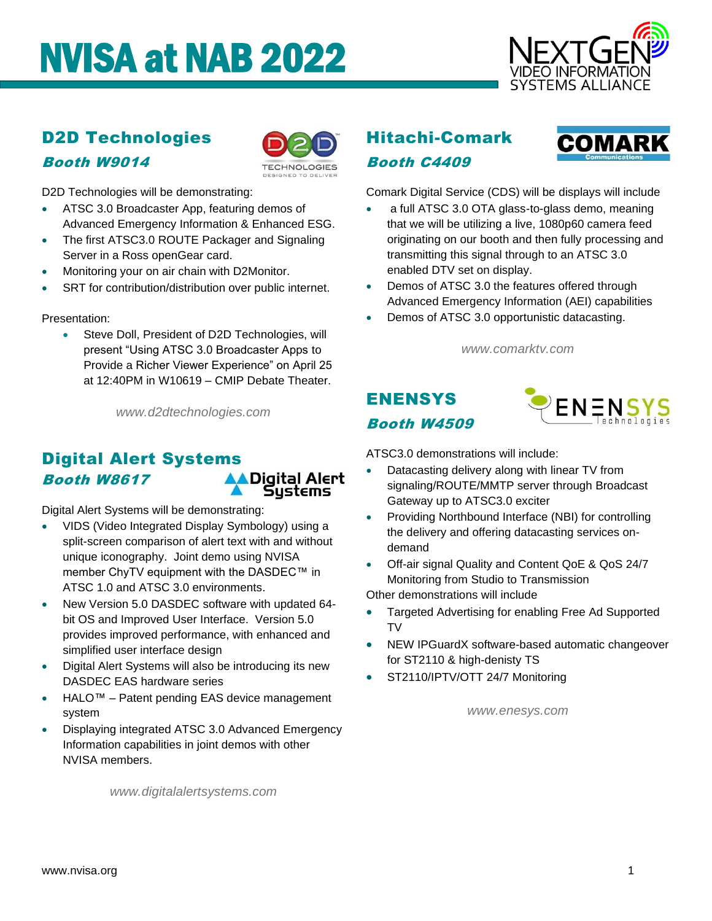# NVISA at NAB 2022

## D2D Technologies

### *Booth W9014*

D2D Technologies will be demonstrating:

- ATSC 3.0 Broadcaster App, featuring demos of Advanced Emergency Information & Enhanced ESG.
- The first ATSC3.0 ROUTE Packager and Signaling Server in a Ross openGear card.
- Monitoring your on air chain with D2Monitor.
- SRT for contribution/distribution over public internet.

Presentation:

- Steve Doll, President of D2D Technologies, will present "Using ATSC 3.0 Broadcaster Apps to Provide a Richer Viewer Experience" on April 25 at 12:40PM in W10619 – CMIP Debate Theater.

*www.d2dtechnologies.com*

## Digital Alert Systems

### *Booth W8617*

Digital Alert Systems will be demonstrating:

- VIDS (Video Integrated Display Symbology) using a split-screen comparison of alert text with and without unique iconography. Joint demo using NVISA member ChyTV equipment with the DASDEC™ in ATSC 1.0 and ATSC 3.0 environments.
- New Version 5.0 DASDEC software with updated 64-bit OS and Improved User Interface. Version 5.0 provides improved performance, with enhanced and simplified user interface design
- Digital Alert Systems will also be introducing its new DASDEC EAS hardware series
- HALO™ – Patent pending EAS device management system
- Displaying integrated ATSC 3.0 Advanced Emergency Information capabilities in joint demos with other NVISA members.

*www.digitalalertsystems.com*

## Hitachi-Comark

### *Booth C4409*

Comark Digital Service (CDS) will be displays will include

- a full ATSC 3.0 OTA glass-to-glass demo, meaning that we will be utilizing a live, 1080p60 camera feed originating on our booth and then fully processing and transmitting this signal through to an ATSC 3.0 enabled DTV set on display.
- Demos of ATSC 3.0 the features offered through Advanced Emergency Information (AEI) capabilities
- Demos of ATSC 3.0 opportunistic datacasting.

*www.comarktv.com*

## ENENSYS

### *Booth W4509*

ATSC3.0 demonstrations will include:

- Datacasting delivery along with linear TV from signaling/ROUTE/MMTP server through Broadcast Gateway up to ATSC3.0 exciter
- Providing Northbound Interface (NBI) for controlling the delivery and offering datacasting services on-demand
- Off-air signal Quality and Content QoE & QoS 24/7 Monitoring from Studio to Transmission

Other demonstrations will include

- Targeted Advertising for enabling Free Ad Supported TV
- NEW IPGuardX software-based automatic changeover for ST2110 & high-denisty TS
- ST2110/IPTV/OTT 24/7 Monitoring

*www.enesys.com*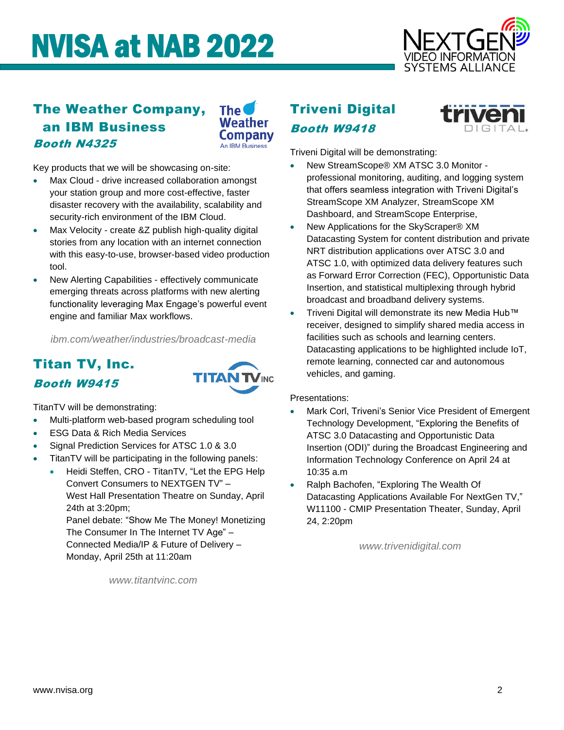# NVISA at NAB 2022

## The Weather Company, an IBM Business

### *Booth N4325*

Key products that we will be showcasing on-site:

- Max Cloud - drive increased collaboration amongst your station group and more cost-effective, faster disaster recovery with the availability, scalability and security-rich environment of the IBM Cloud.
- Max Velocity - create &Z publish high-quality digital stories from any location with an internet connection with this easy-to-use, browser-based video production tool.
- New Alerting Capabilities - effectively communicate emerging threats across platforms with new alerting functionality leveraging Max Engage's powerful event engine and familiar Max workflows.

*ibm.com/weather/industries/broadcast-media*

## Titan TV, Inc.

### *Booth W9415*

TitanTV will be demonstrating:

- Multi-platform web-based program scheduling tool
- ESG Data & Rich Media Services
- Signal Prediction Services for ATSC 1.0 & 3.0
- TitanTV will be participating in the following panels:
  - Heidi Steffen, CRO - TitanTV, "Let the EPG Help Convert Consumers to NEXTGEN TV" – West Hall Presentation Theatre on Sunday, April 24th at 3:20pm;
    Panel debate: "Show Me The Money! Monetizing The Consumer In The Internet TV Age" – Connected Media/IP & Future of Delivery – Monday, April 25th at 11:20am

*www.titantvinc.com*

## Triveni Digital

### *Booth W9418*

Triveni Digital will be demonstrating:

- New StreamScope® XM ATSC 3.0 Monitor - professional monitoring, auditing, and logging system that offers seamless integration with Triveni Digital's StreamScope XM Analyzer, StreamScope XM Dashboard, and StreamScope Enterprise,
- New Applications for the SkyScraper® XM Datacasting System for content distribution and private NRT distribution applications over ATSC 3.0 and ATSC 1.0, with optimized data delivery features such as Forward Error Correction (FEC), Opportunistic Data Insertion, and statistical multiplexing through hybrid broadcast and broadband delivery systems.
- Triveni Digital will demonstrate its new Media Hub™ receiver, designed to simplify shared media access in facilities such as schools and learning centers. Datacasting applications to be highlighted include IoT, remote learning, connected car and autonomous vehicles, and gaming.

Presentations:

- Mark Corl, Triveni's Senior Vice President of Emergent Technology Development, "Exploring the Benefits of ATSC 3.0 Datacasting and Opportunistic Data Insertion (ODI)" during the Broadcast Engineering and Information Technology Conference on April 24 at 10:35 a.m
- Ralph Bachofen, "Exploring The Wealth Of Datacasting Applications Available For NextGen TV," W11100 - CMIP Presentation Theater, Sunday, April 24, 2:20pm

*www.trivenidigital.com*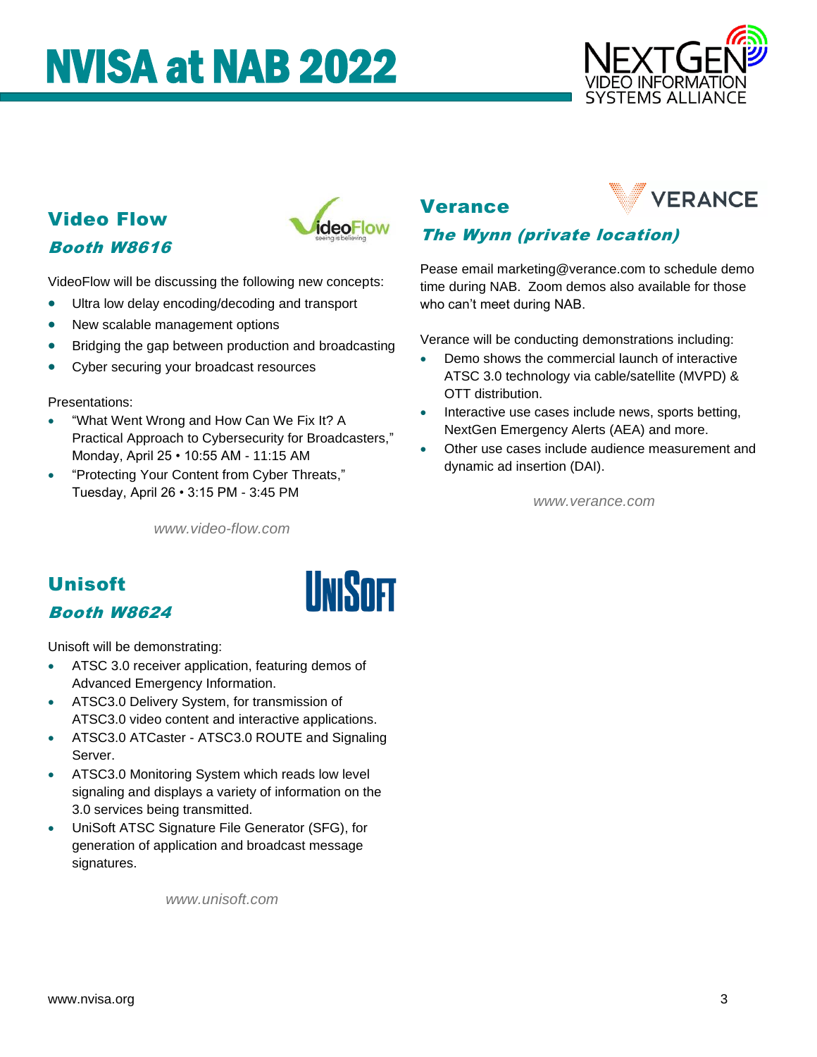# NVISA at NAB 2022

## Video Flow

### *Booth W8616*

VideoFlow will be discussing the following new concepts:

- Ultra low delay encoding/decoding and transport
- New scalable management options
- Bridging the gap between production and broadcasting
- Cyber securing your broadcast resources

Presentations:

- "What Went Wrong and How Can We Fix It? A Practical Approach to Cybersecurity for Broadcasters," Monday, April 25 • 10:55 AM - 11:15 AM
- "Protecting Your Content from Cyber Threats," Tuesday, April 26 • 3:15 PM - 3:45 PM

*www.video-flow.com*

## Unisoft

### *Booth W8624*

Unisoft will be demonstrating:

- ATSC 3.0 receiver application, featuring demos of Advanced Emergency Information.
- ATSC3.0 Delivery System, for transmission of ATSC3.0 video content and interactive applications.
- ATSC3.0 ATCaster - ATSC3.0 ROUTE and Signaling Server.
- ATSC3.0 Monitoring System which reads low level signaling and displays a variety of information on the 3.0 services being transmitted.
- UniSoft ATSC Signature File Generator (SFG), for generation of application and broadcast message signatures.

*www.unisoft.com*

## Verance

### *The Wynn (private location)*

Pease email marketing@verance.com to schedule demo time during NAB. Zoom demos also available for those who can't meet during NAB.

Verance will be conducting demonstrations including:

- Demo shows the commercial launch of interactive ATSC 3.0 technology via cable/satellite (MVPD) & OTT distribution.
- Interactive use cases include news, sports betting, NextGen Emergency Alerts (AEA) and more.
- Other use cases include audience measurement and dynamic ad insertion (DAI).

*www.verance.com*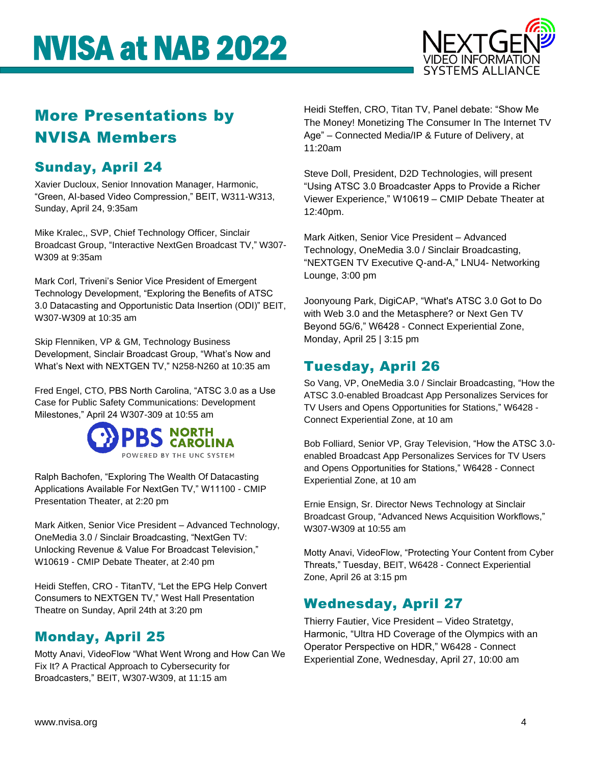# NVISA at NAB 2022

## More Presentations by NVISA Members

### Sunday, April 24

Xavier Ducloux, Senior Innovation Manager, Harmonic, "Green, AI-based Video Compression," BEIT, W311-W313, Sunday, April 24, 9:35am

Mike Kralec,, SVP, Chief Technology Officer, Sinclair Broadcast Group, "Interactive NextGen Broadcast TV," W307-W309 at 9:35am

Mark Corl, Triveni's Senior Vice President of Emergent Technology Development, "Exploring the Benefits of ATSC 3.0 Datacasting and Opportunistic Data Insertion (ODI)" BEIT, W307-W309 at 10:35 am

Skip Flenniken, VP & GM, Technology Business Development, Sinclair Broadcast Group, "What's Now and What's Next with NEXTGEN TV," N258-N260 at 10:35 am

Fred Engel, CTO, PBS North Carolina, "ATSC 3.0 as a Use Case for Public Safety Communications: Development Milestones," April 24 W307-309 at 10:55 am

Ralph Bachofen, "Exploring The Wealth Of Datacasting Applications Available For NextGen TV," W11100 - CMIP Presentation Theater, at 2:20 pm

Mark Aitken, Senior Vice President – Advanced Technology, OneMedia 3.0 / Sinclair Broadcasting, "NextGen TV: Unlocking Revenue & Value For Broadcast Television," W10619 - CMIP Debate Theater, at 2:40 pm

Heidi Steffen, CRO - TitanTV, "Let the EPG Help Convert Consumers to NEXTGEN TV," West Hall Presentation Theatre on Sunday, April 24th at 3:20 pm

### Monday, April 25

Motty Anavi, VideoFlow "What Went Wrong and How Can We Fix It? A Practical Approach to Cybersecurity for Broadcasters," BEIT, W307-W309, at 11:15 am

Heidi Steffen, CRO, Titan TV, Panel debate: "Show Me The Money! Monetizing The Consumer In The Internet TV Age" – Connected Media/IP & Future of Delivery, at 11:20am

Steve Doll, President, D2D Technologies, will present "Using ATSC 3.0 Broadcaster Apps to Provide a Richer Viewer Experience," W10619 – CMIP Debate Theater at 12:40pm.

Mark Aitken, Senior Vice President – Advanced Technology, OneMedia 3.0 / Sinclair Broadcasting, "NEXTGEN TV Executive Q-and-A," LNU4- Networking Lounge, 3:00 pm

Joonyoung Park, DigiCAP, "What's ATSC 3.0 Got to Do with Web 3.0 and the Metasphere? or Next Gen TV Beyond 5G/6," W6428 - Connect Experiential Zone, Monday, April 25 | 3:15 pm

### Tuesday, April 26

So Vang, VP, OneMedia 3.0 / Sinclair Broadcasting, "How the ATSC 3.0-enabled Broadcast App Personalizes Services for TV Users and Opens Opportunities for Stations," W6428 - Connect Experiential Zone, at 10 am

Bob Folliard, Senior VP, Gray Television, "How the ATSC 3.0-enabled Broadcast App Personalizes Services for TV Users and Opens Opportunities for Stations," W6428 - Connect Experiential Zone, at 10 am

Ernie Ensign, Sr. Director News Technology at Sinclair Broadcast Group, "Advanced News Acquisition Workflows," W307-W309 at 10:55 am

Motty Anavi, VideoFlow, "Protecting Your Content from Cyber Threats," Tuesday, BEIT, W6428 - Connect Experiential Zone, April 26 at 3:15 pm

### Wednesday, April 27

Thierry Fautier, Vice President – Video Stratetgy, Harmonic, "Ultra HD Coverage of the Olympics with an Operator Perspective on HDR," W6428 - Connect Experiential Zone, Wednesday, April 27, 10:00 am

www.nvisa.org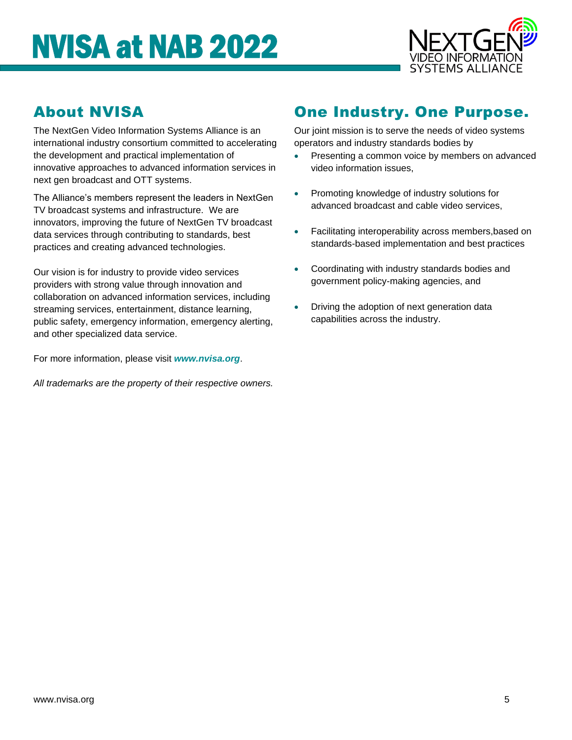# NVISA at NAB 2022

## About NVISA

The NextGen Video Information Systems Alliance is an international industry consortium committed to accelerating the development and practical implementation of innovative approaches to advanced information services in next gen broadcast and OTT systems.

The Alliance's members represent the leaders in NextGen TV broadcast systems and infrastructure. We are innovators, improving the future of NextGen TV broadcast data services through contributing to standards, best practices and creating advanced technologies.

Our vision is for industry to provide video services providers with strong value through innovation and collaboration on advanced information services, including streaming services, entertainment, distance learning, public safety, emergency information, emergency alerting, and other specialized data service.

For more information, please visit ***www.nvisa.org***.

*All trademarks are the property of their respective owners.*

## One Industry. One Purpose.

Our joint mission is to serve the needs of video systems operators and industry standards bodies by

- Presenting a common voice by members on advanced video information issues,
- Promoting knowledge of industry solutions for advanced broadcast and cable video services,
- Facilitating interoperability across members,based on standards-based implementation and best practices
- Coordinating with industry standards bodies and government policy-making agencies, and
- Driving the adoption of next generation data capabilities across the industry.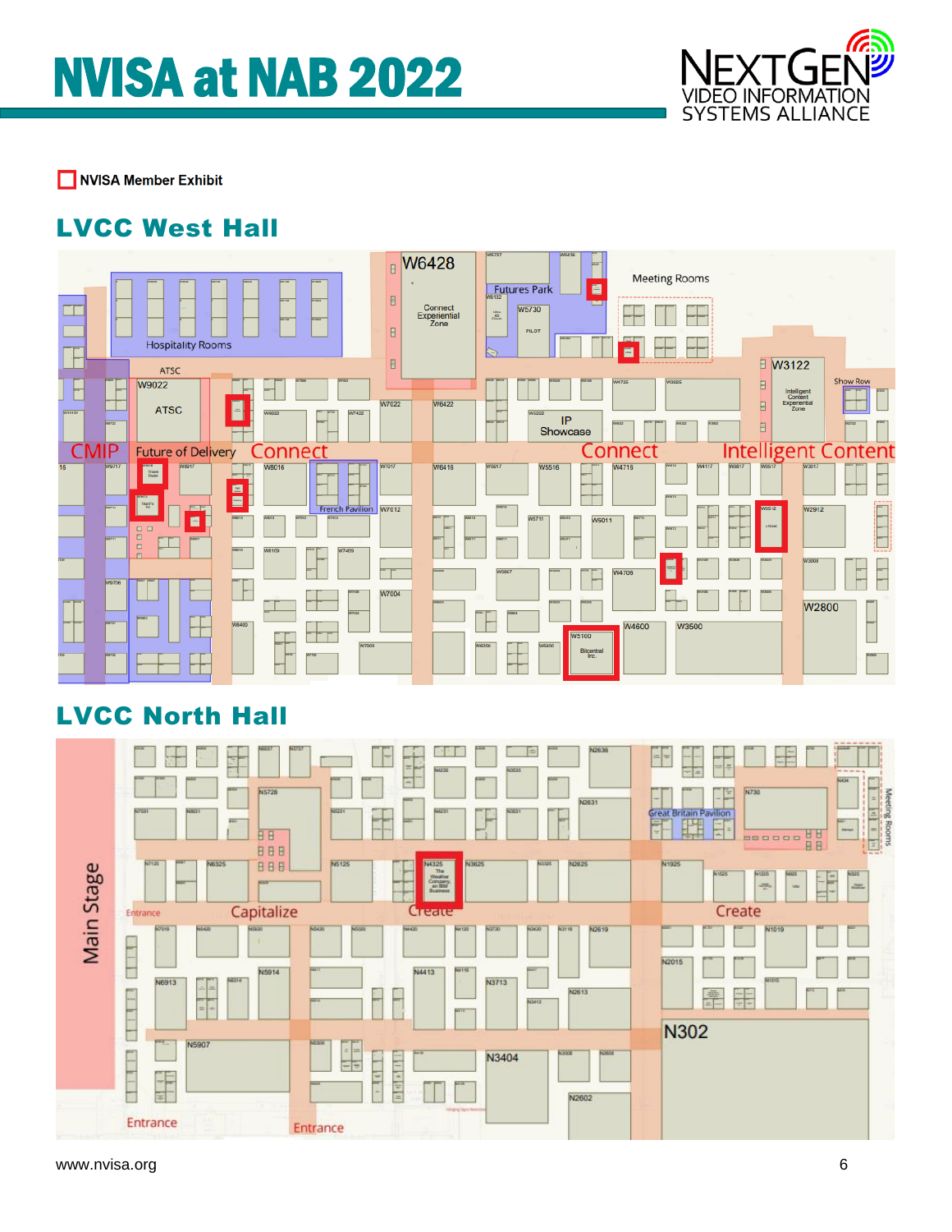# NVISA at NAB 2022

NVISA Member Exhibit

## LVCC West Hall

## LVCC North Hall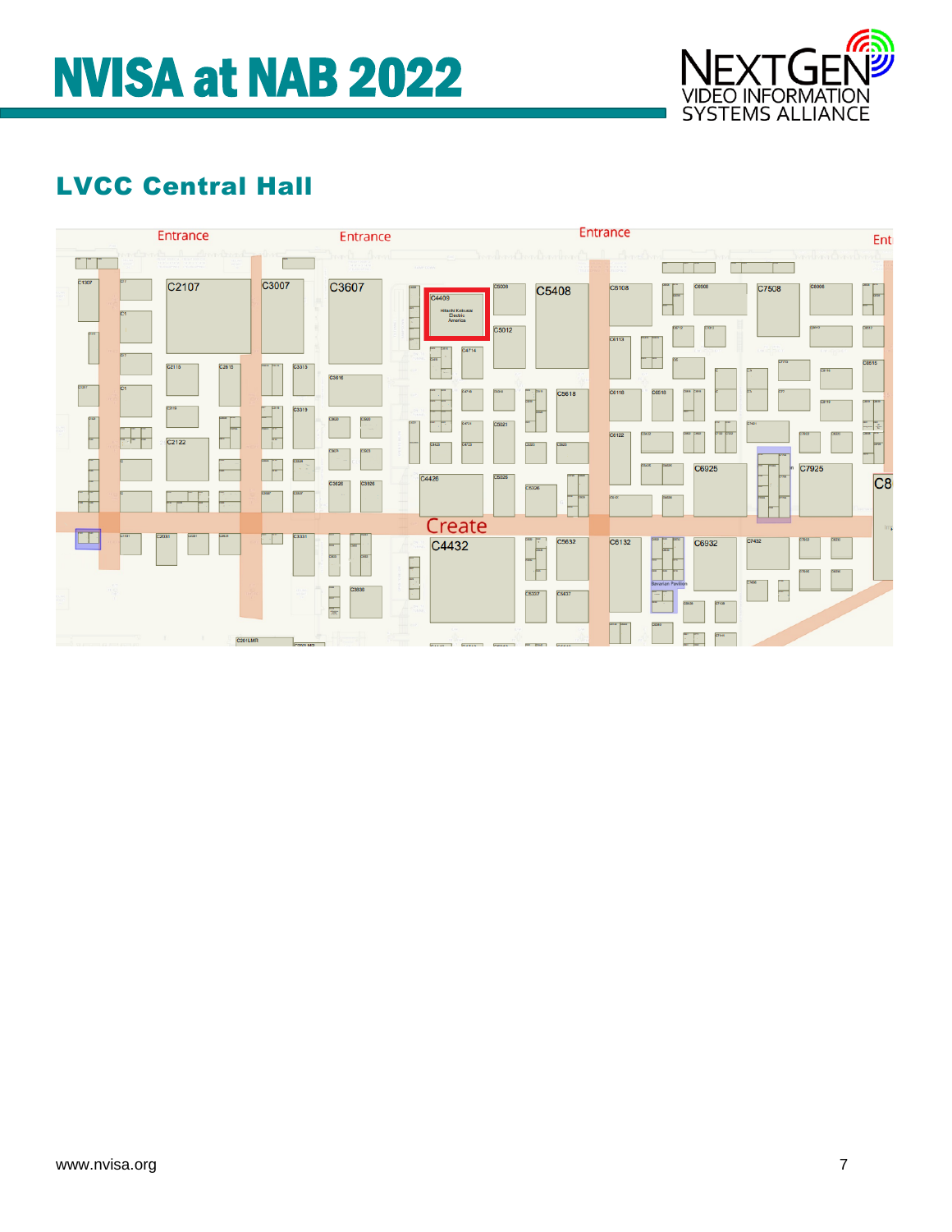# NVISA at NAB 2022

## LVCC Central Hall

Entrance

Entrance

Entrance

Ent

C1307

C2107

C3007

C3607

C4409

Hitachi Kokusai Electric America

C5008

C5408

C6108

C6908

C7508

C8008

C5012

C4714

C6113

C6515

C2115

C2615

C3315

C3616

C5618

C6116

C6515

C3319

C2119

C5021

C6122

C2122

C6925

C7925

C8

C4426

C5026

C3626

C3926

C5326

Create

C4432

C5632

C6132

C6932

C7432

C3331

Bavarian Pavilion

C3836

C5237

C5437

C201LMR

C201LM2